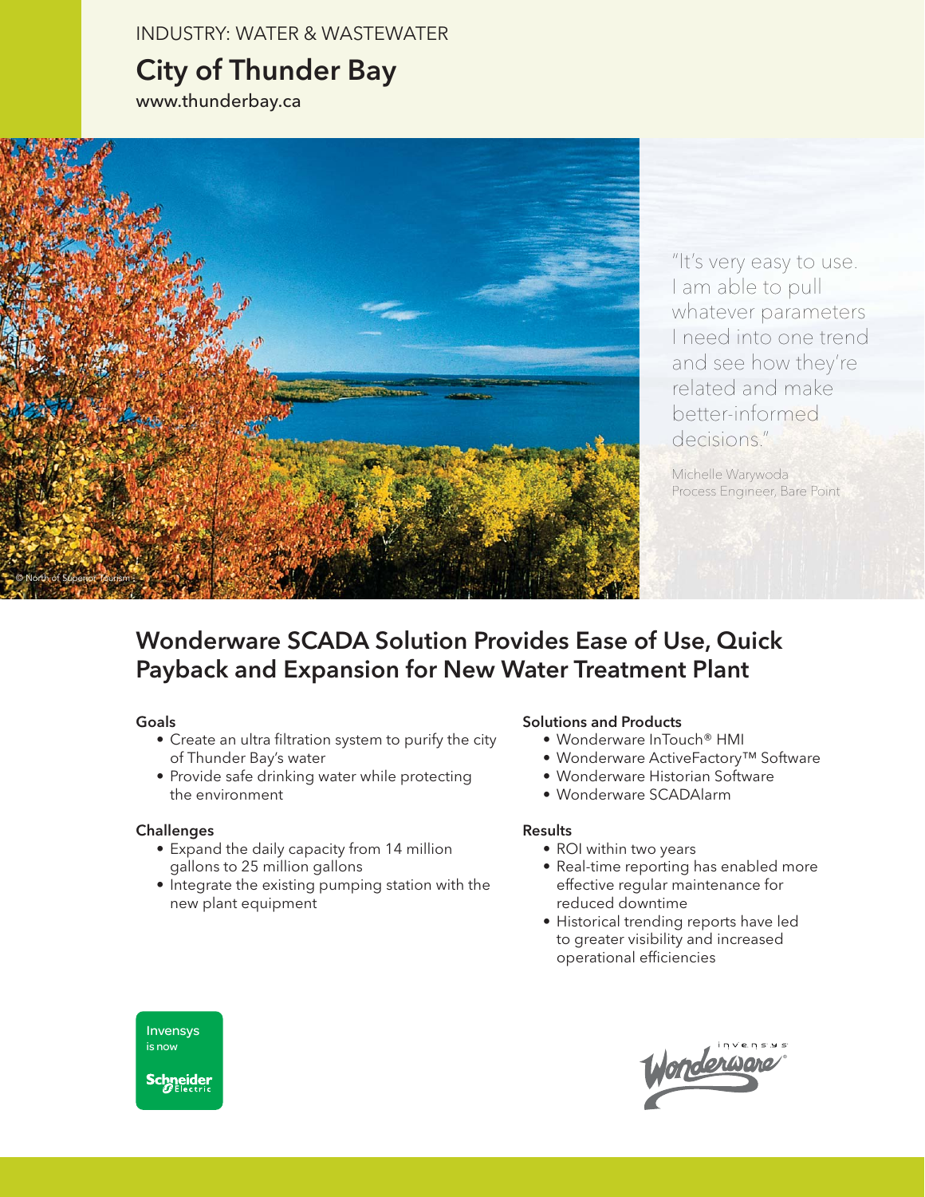INDUSTRY: WATER & WASTEWATER

# City of Thunder Bay

www.thunderbay.ca

© North of Superior Tourism

"It's very easy to use. I am able to pull whatever parameters I need into one trend and see how they're related and make better-informed decisions."

Michelle Warywoda
Process Engineer, Bare Point

## Wonderware SCADA Solution Provides Ease of Use, Quick Payback and Expansion for New Water Treatment Plant

### Goals

- Create an ultra filtration system to purify the city of Thunder Bay's water
- Provide safe drinking water while protecting the environment

### Challenges

- Expand the daily capacity from 14 million gallons to 25 million gallons
- Integrate the existing pumping station with the new plant equipment

### Solutions and Products

- Wonderware InTouch® HMI
- Wonderware ActiveFactory™ Software
- Wonderware Historian Software
- Wonderware SCADAlarm

### Results

- ROI within two years
- Real-time reporting has enabled more effective regular maintenance for reduced downtime
- Historical trending reports have led to greater visibility and increased operational efficiencies

Invensys is now Schneider Electric

invensys Wonderware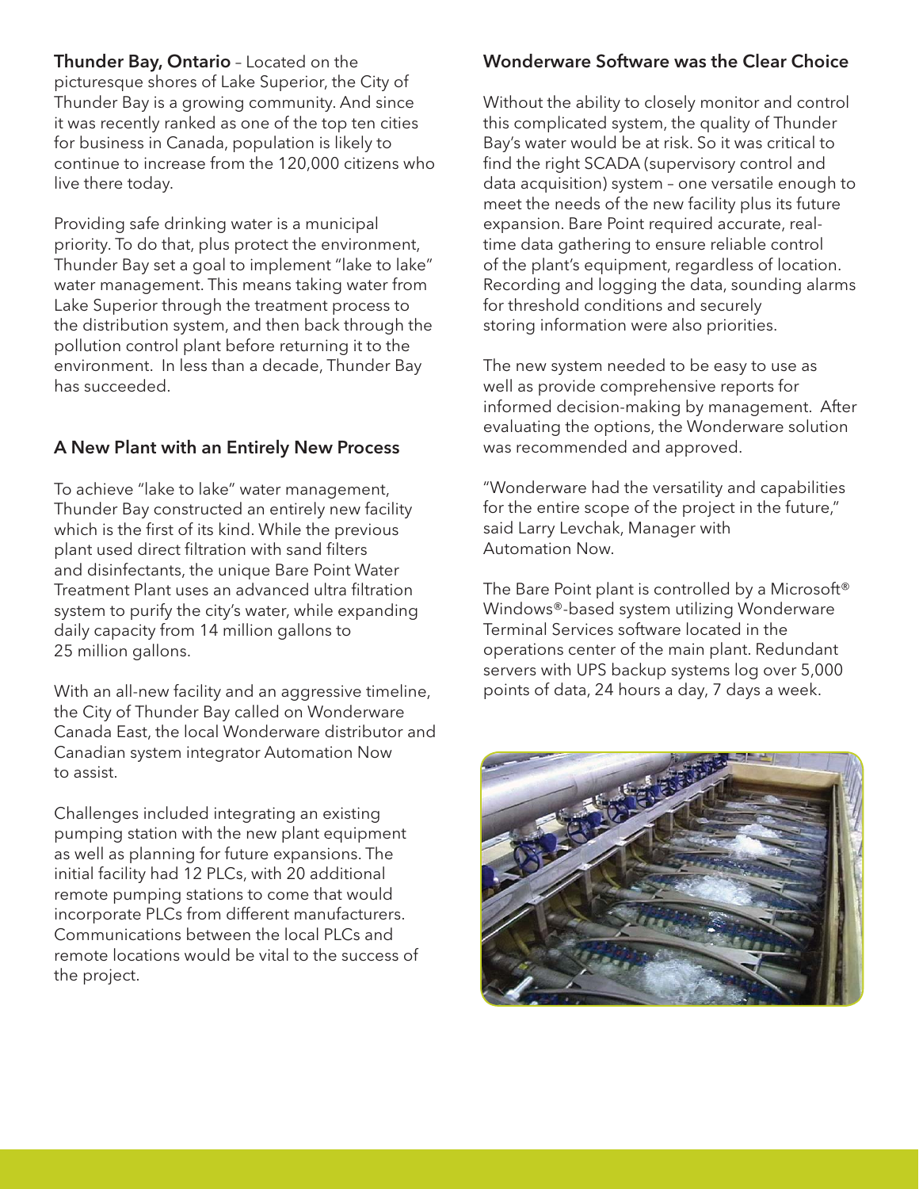**Thunder Bay, Ontario** – Located on the picturesque shores of Lake Superior, the City of Thunder Bay is a growing community. And since it was recently ranked as one of the top ten cities for business in Canada, population is likely to continue to increase from the 120,000 citizens who live there today.

Providing safe drinking water is a municipal priority. To do that, plus protect the environment, Thunder Bay set a goal to implement "lake to lake" water management. This means taking water from Lake Superior through the treatment process to the distribution system, and then back through the pollution control plant before returning it to the environment. In less than a decade, Thunder Bay has succeeded.

## A New Plant with an Entirely New Process

To achieve "lake to lake" water management, Thunder Bay constructed an entirely new facility which is the first of its kind. While the previous plant used direct filtration with sand filters and disinfectants, the unique Bare Point Water Treatment Plant uses an advanced ultra filtration system to purify the city's water, while expanding daily capacity from 14 million gallons to 25 million gallons.

With an all-new facility and an aggressive timeline, the City of Thunder Bay called on Wonderware Canada East, the local Wonderware distributor and Canadian system integrator Automation Now to assist.

Challenges included integrating an existing pumping station with the new plant equipment as well as planning for future expansions. The initial facility had 12 PLCs, with 20 additional remote pumping stations to come that would incorporate PLCs from different manufacturers. Communications between the local PLCs and remote locations would be vital to the success of the project.

## Wonderware Software was the Clear Choice

Without the ability to closely monitor and control this complicated system, the quality of Thunder Bay's water would be at risk. So it was critical to find the right SCADA (supervisory control and data acquisition) system – one versatile enough to meet the needs of the new facility plus its future expansion. Bare Point required accurate, real-time data gathering to ensure reliable control of the plant's equipment, regardless of location. Recording and logging the data, sounding alarms for threshold conditions and securely storing information were also priorities.

The new system needed to be easy to use as well as provide comprehensive reports for informed decision-making by management. After evaluating the options, the Wonderware solution was recommended and approved.

"Wonderware had the versatility and capabilities for the entire scope of the project in the future," said Larry Levchak, Manager with Automation Now.

The Bare Point plant is controlled by a Microsoft® Windows®-based system utilizing Wonderware Terminal Services software located in the operations center of the main plant. Redundant servers with UPS backup systems log over 5,000 points of data, 24 hours a day, 7 days a week.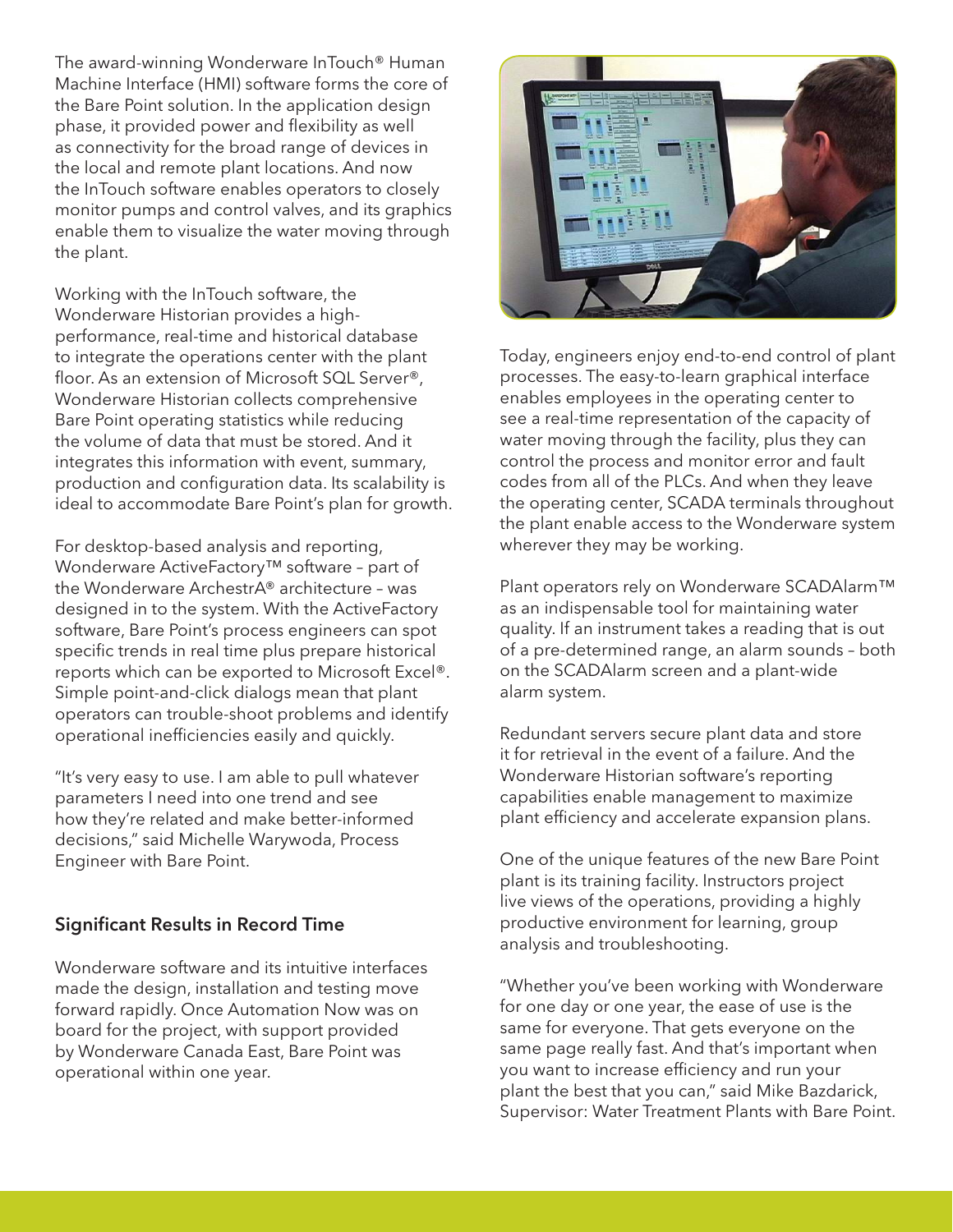The award-winning Wonderware InTouch® Human Machine Interface (HMI) software forms the core of the Bare Point solution. In the application design phase, it provided power and flexibility as well as connectivity for the broad range of devices in the local and remote plant locations. And now the InTouch software enables operators to closely monitor pumps and control valves, and its graphics enable them to visualize the water moving through the plant.

Working with the InTouch software, the Wonderware Historian provides a high-performance, real-time and historical database to integrate the operations center with the plant floor. As an extension of Microsoft SQL Server®, Wonderware Historian collects comprehensive Bare Point operating statistics while reducing the volume of data that must be stored. And it integrates this information with event, summary, production and configuration data. Its scalability is ideal to accommodate Bare Point's plan for growth.

For desktop-based analysis and reporting, Wonderware ActiveFactory™ software – part of the Wonderware ArchestrA® architecture – was designed in to the system. With the ActiveFactory software, Bare Point's process engineers can spot specific trends in real time plus prepare historical reports which can be exported to Microsoft Excel®. Simple point-and-click dialogs mean that plant operators can trouble-shoot problems and identify operational inefficiencies easily and quickly.

"It's very easy to use. I am able to pull whatever parameters I need into one trend and see how they're related and make better-informed decisions," said Michelle Warywoda, Process Engineer with Bare Point.

### Significant Results in Record Time

Wonderware software and its intuitive interfaces made the design, installation and testing move forward rapidly. Once Automation Now was on board for the project, with support provided by Wonderware Canada East, Bare Point was operational within one year.

Today, engineers enjoy end-to-end control of plant processes. The easy-to-learn graphical interface enables employees in the operating center to see a real-time representation of the capacity of water moving through the facility, plus they can control the process and monitor error and fault codes from all of the PLCs. And when they leave the operating center, SCADA terminals throughout the plant enable access to the Wonderware system wherever they may be working.

Plant operators rely on Wonderware SCADAlarm™ as an indispensable tool for maintaining water quality. If an instrument takes a reading that is out of a pre-determined range, an alarm sounds – both on the SCADAlarm screen and a plant-wide alarm system.

Redundant servers secure plant data and store it for retrieval in the event of a failure. And the Wonderware Historian software's reporting capabilities enable management to maximize plant efficiency and accelerate expansion plans.

One of the unique features of the new Bare Point plant is its training facility. Instructors project live views of the operations, providing a highly productive environment for learning, group analysis and troubleshooting.

"Whether you've been working with Wonderware for one day or one year, the ease of use is the same for everyone. That gets everyone on the same page really fast. And that's important when you want to increase efficiency and run your plant the best that you can," said Mike Bazdarick, Supervisor: Water Treatment Plants with Bare Point.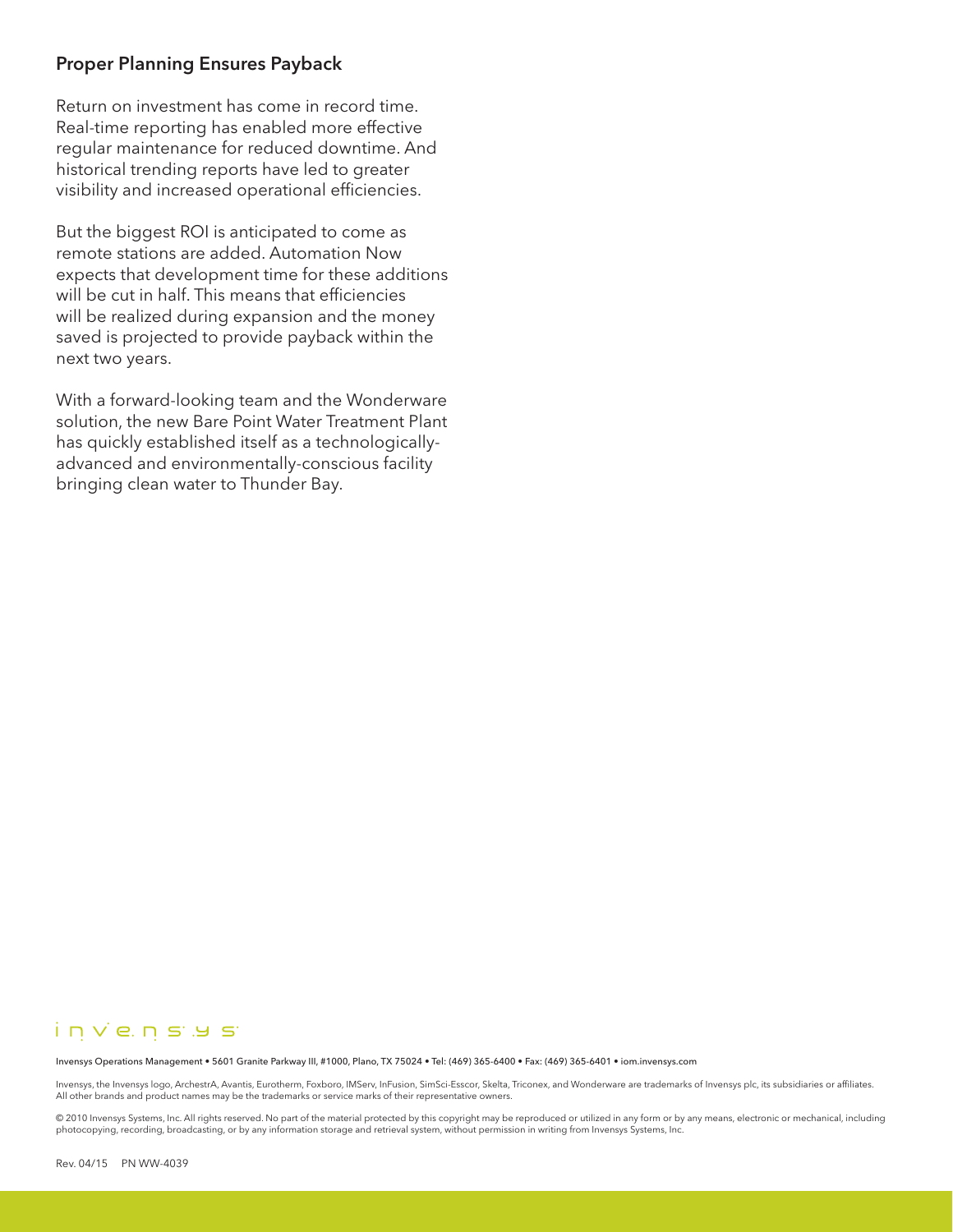## Proper Planning Ensures Payback

Return on investment has come in record time. Real-time reporting has enabled more effective regular maintenance for reduced downtime. And historical trending reports have led to greater visibility and increased operational efficiencies.

But the biggest ROI is anticipated to come as remote stations are added. Automation Now expects that development time for these additions will be cut in half. This means that efficiencies will be realized during expansion and the money saved is projected to provide payback within the next two years.

With a forward-looking team and the Wonderware solution, the new Bare Point Water Treatment Plant has quickly established itself as a technologically-advanced and environmentally-conscious facility bringing clean water to Thunder Bay.

invensys

Invensys Operations Management • 5601 Granite Parkway III, #1000, Plano, TX 75024 • Tel: (469) 365-6400 • Fax: (469) 365-6401 • iom.invensys.com

Invensys, the Invensys logo, ArchestrA, Avantis, Eurotherm, Foxboro, IMServ, InFusion, SimSci-Esscor, Skelta, Triconex, and Wonderware are trademarks of Invensys plc, its subsidiaries or affiliates. All other brands and product names may be the trademarks or service marks of their representative owners.

© 2010 Invensys Systems, Inc. All rights reserved. No part of the material protected by this copyright may be reproduced or utilized in any form or by any means, electronic or mechanical, including photocopying, recording, broadcasting, or by any information storage and retrieval system, without permission in writing from Invensys Systems, Inc.

Rev. 04/15 PN WW-4039